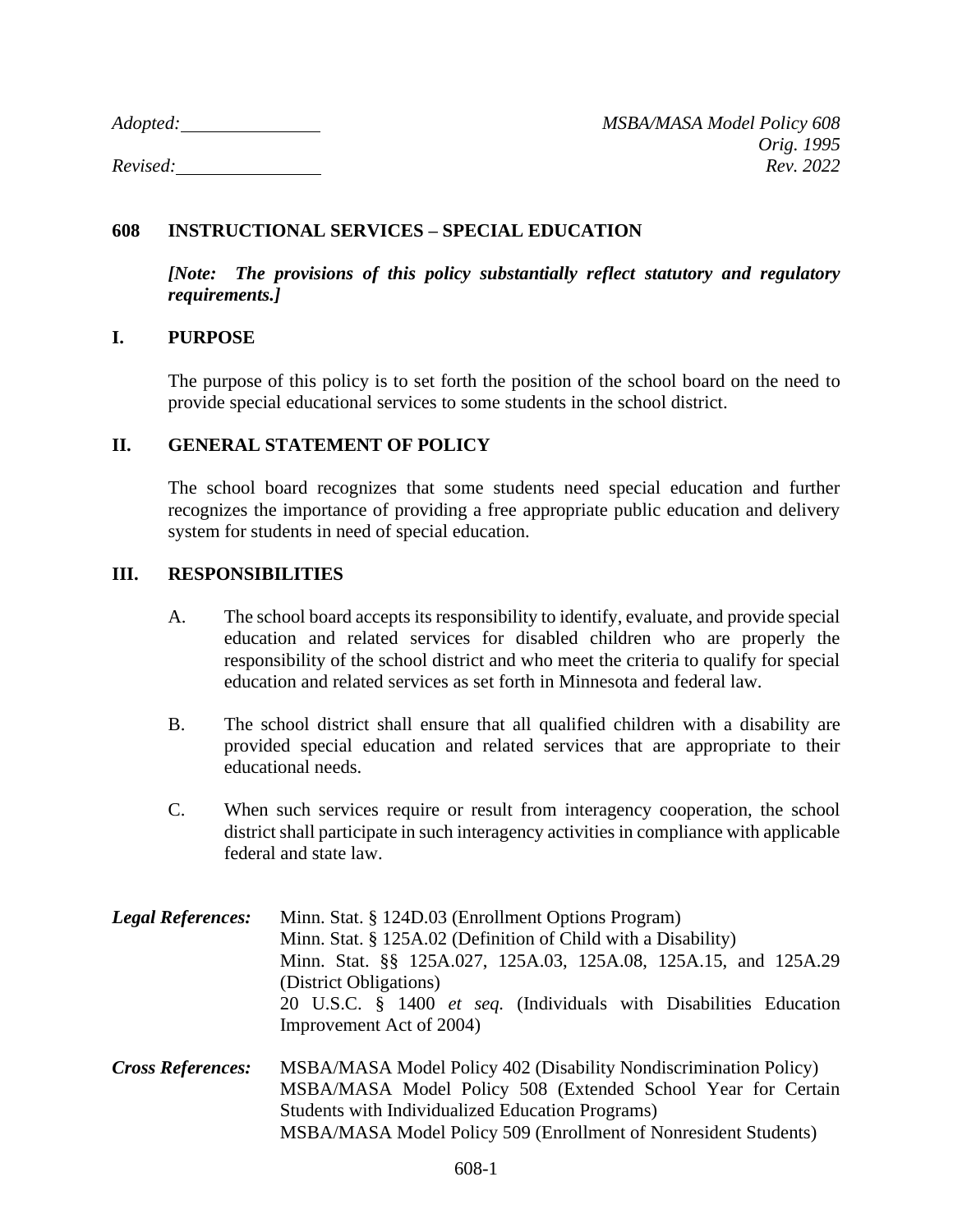*Adopted:* \_\_\_\_\_\_\_\_\_\_\_\_\_\_ *MSBA/MASA Model Policy 608*
*Orig. 1995*
*Revised:* \_\_\_\_\_\_\_\_\_\_\_\_\_\_ *Rev. 2022*

# 608 INSTRUCTIONAL SERVICES – SPECIAL EDUCATION

***[Note: The provisions of this policy substantially reflect statutory and regulatory requirements.]***

## I. PURPOSE

The purpose of this policy is to set forth the position of the school board on the need to provide special educational services to some students in the school district.

## II. GENERAL STATEMENT OF POLICY

The school board recognizes that some students need special education and further recognizes the importance of providing a free appropriate public education and delivery system for students in need of special education.

## III. RESPONSIBILITIES

A. The school board accepts its responsibility to identify, evaluate, and provide special education and related services for disabled children who are properly the responsibility of the school district and who meet the criteria to qualify for special education and related services as set forth in Minnesota and federal law.

B. The school district shall ensure that all qualified children with a disability are provided special education and related services that are appropriate to their educational needs.

C. When such services require or result from interagency cooperation, the school district shall participate in such interagency activities in compliance with applicable federal and state law.

***Legal References:***
Minn. Stat. § 124D.03 (Enrollment Options Program)
Minn. Stat. § 125A.02 (Definition of Child with a Disability)
Minn. Stat. §§ 125A.027, 125A.03, 125A.08, 125A.15, and 125A.29 (District Obligations)
20 U.S.C. § 1400 *et seq.* (Individuals with Disabilities Education Improvement Act of 2004)

***Cross References:***
MSBA/MASA Model Policy 402 (Disability Nondiscrimination Policy)
MSBA/MASA Model Policy 508 (Extended School Year for Certain Students with Individualized Education Programs)
MSBA/MASA Model Policy 509 (Enrollment of Nonresident Students)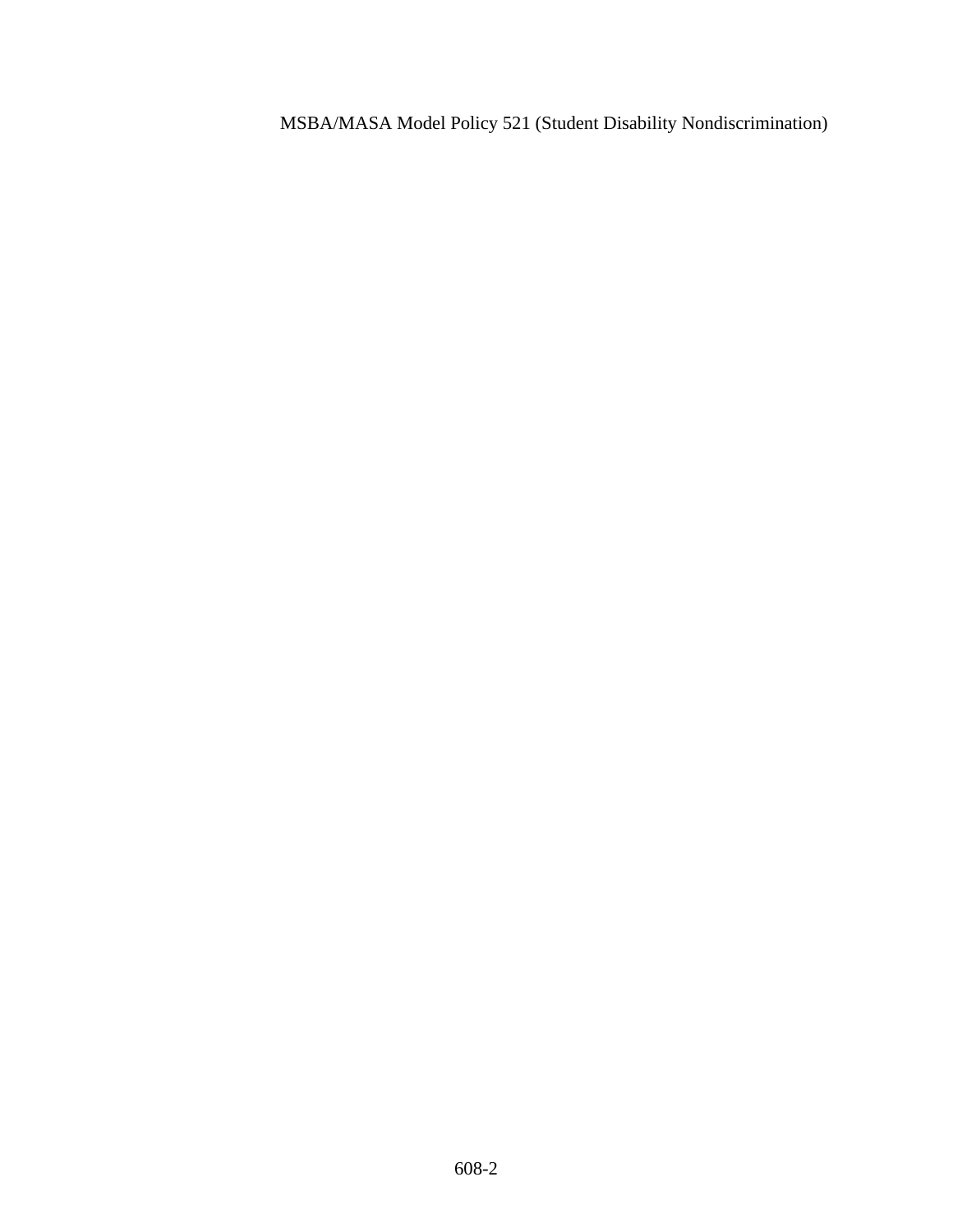MSBA/MASA Model Policy 521 (Student Disability Nondiscrimination)